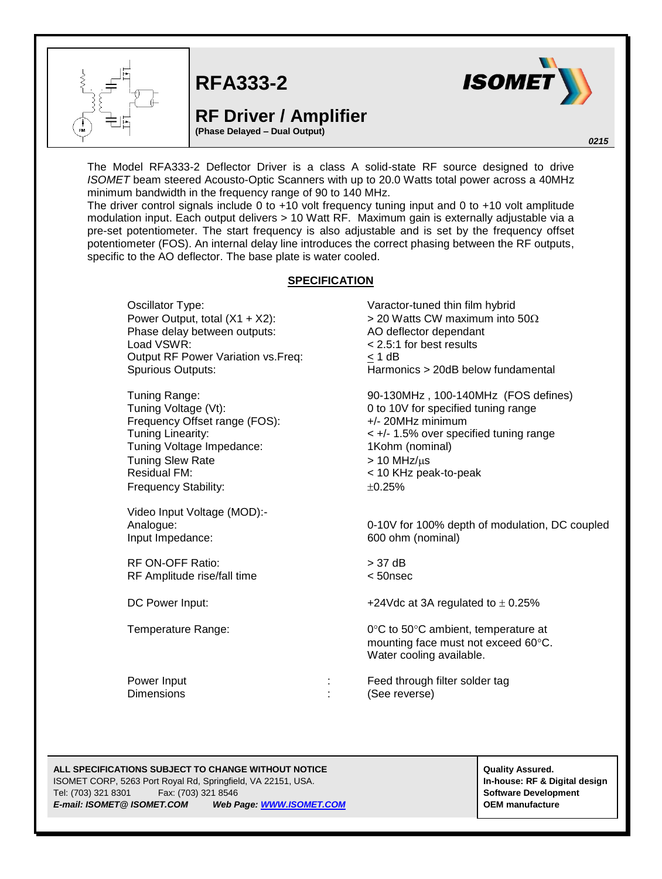# RFA333-2

## RF Driver / Amplifier

**(Phase Delayed – Dual Output)**

*0215*

The Model RFA333-2 Deflector Driver is a class A solid-state RF source designed to drive *ISOMET* beam steered Acousto-Optic Scanners with up to 20.0 Watts total power across a 40MHz minimum bandwidth in the frequency range of 90 to 140 MHz.

The driver control signals include 0 to +10 volt frequency tuning input and 0 to +10 volt amplitude modulation input. Each output delivers > 10 Watt RF. Maximum gain is externally adjustable via a pre-set potentiometer. The start frequency is also adjustable and is set by the frequency offset potentiometer (FOS). An internal delay line introduces the correct phasing between the RF outputs, specific to the AO deflector. The base plate is water cooled.

## SPECIFICATION

| | |
|---|---|
| Oscillator Type: | Varactor-tuned thin film hybrid |
| Power Output, total (X1 + X2): | > 20 Watts CW maximum into 50Ω |
| Phase delay between outputs: | AO deflector dependant |
| Load VSWR: | < 2.5:1 for best results |
| Output RF Power Variation vs.Freq: | ≤ 1 dB |
| Spurious Outputs: | Harmonics > 20dB below fundamental |
| Tuning Range: | 90-130MHz , 100-140MHz (FOS defines) |
| Tuning Voltage (Vt): | 0 to 10V for specified tuning range |
| Frequency Offset range (FOS): | +/- 20MHz minimum |
| Tuning Linearity: | < +/- 1.5% over specified tuning range |
| Tuning Voltage Impedance: | 1Kohm (nominal) |
| Tuning Slew Rate | > 10 MHz/μs |
| Residual FM: | < 10 KHz peak-to-peak |
| Frequency Stability: | ±0.25% |
| Video Input Voltage (MOD):- | |
| Analogue: | 0-10V for 100% depth of modulation, DC coupled |
| Input Impedance: | 600 ohm (nominal) |
| RF ON-OFF Ratio: | > 37 dB |
| RF Amplitude rise/fall time | < 50nsec |
| DC Power Input: | +24Vdc at 3A regulated to ± 0.25% |
| Temperature Range: | 0°C to 50°C ambient, temperature at mounting face must not exceed 60°C. Water cooling available. |
| Power Input : | Feed through filter solder tag |
| Dimensions : | (See reverse) |

**ALL SPECIFICATIONS SUBJECT TO CHANGE WITHOUT NOTICE**
ISOMET CORP, 5263 Port Royal Rd, Springfield, VA 22151, USA.
Tel: (703) 321 8301 Fax: (703) 321 8546
***E-mail: ISOMET@ ISOMET.COM Web Page: WWW.ISOMET.COM***

**Quality Assured.**
**In-house: RF & Digital design**
**Software Development**
**OEM manufacture**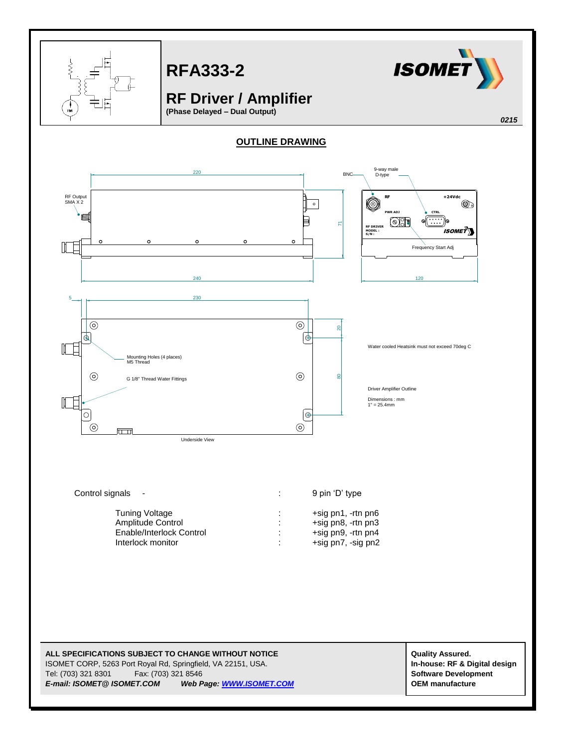# RFA333-2

## RF Driver / Amplifier

**(Phase Delayed – Dual Output)**

***0215***

**OUTLINE DRAWING**

220

BNC

9-way male D-type

RF Output SMA X 2

71

RF

+24Vdc

PWR ADJ

CTRL

RF DRIVER MODEL : S/N :

ISOMET

Frequency Start Adj

240

120

5

230

20

80

Water cooled Heatsink must not exceed 70deg C

Mounting Holes (4 places) M5 Thread

G 1/8" Thread Water Fittings

Driver Amplifier Outline

Dimensions : mm
1" = 25.4mm

Underside View

| | | |
|---|---|---|
| Control signals - | : | 9 pin 'D' type |
| Tuning Voltage | : | +sig pn1, -rtn pn6 |
| Amplitude Control | : | +sig pn8, -rtn pn3 |
| Enable/Interlock Control | : | +sig pn9, -rtn pn4 |
| Interlock monitor | : | +sig pn7, -sig pn2 |

**ALL SPECIFICATIONS SUBJECT TO CHANGE WITHOUT NOTICE**
ISOMET CORP, 5263 Port Royal Rd, Springfield, VA 22151, USA.
Tel: (703) 321 8301 Fax: (703) 321 8546
***E-mail: ISOMET@ ISOMET.COM Web Page: WWW.ISOMET.COM***

**Quality Assured.**
**In-house: RF & Digital design**
**Software Development**
**OEM manufacture**